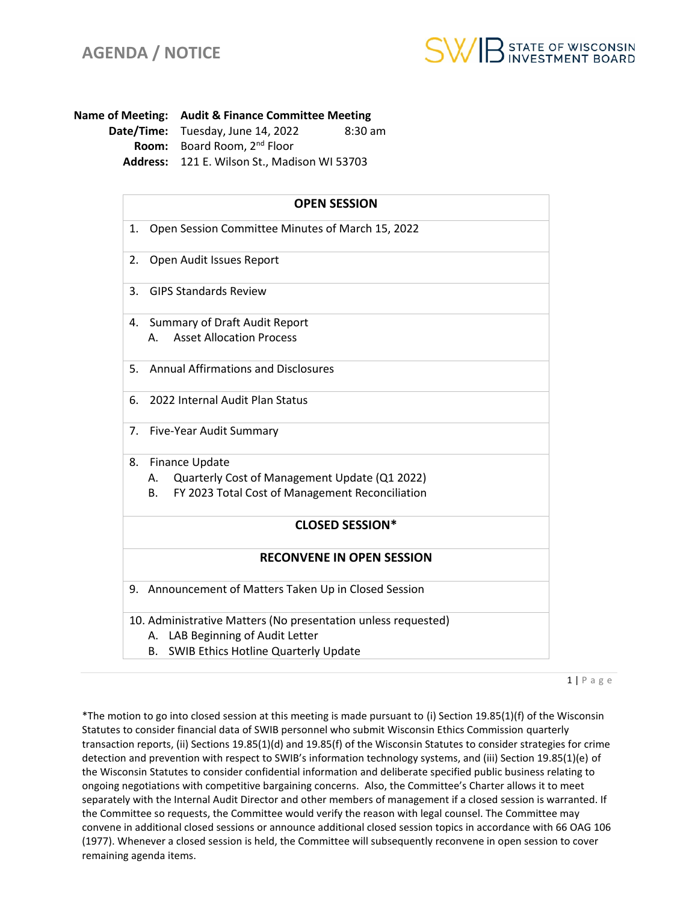# AGENDA / NOTICE

SWIB STATE OF WISCONSIN INVESTMENT BOARD

**Name of Meeting:** **Audit & Finance Committee Meeting**
**Date/Time:** Tuesday, June 14, 2022 8:30 am
**Room:** Board Room, 2nd Floor
**Address:** 121 E. Wilson St., Madison WI 53703

| **OPEN SESSION** |
|---|
| 1. Open Session Committee Minutes of March 15, 2022 |
| 2. Open Audit Issues Report |
| 3. GIPS Standards Review |
| 4. Summary of Draft Audit Report<br>A. Asset Allocation Process |
| 5. Annual Affirmations and Disclosures |
| 6. 2022 Internal Audit Plan Status |
| 7. Five-Year Audit Summary |
| 8. Finance Update<br>A. Quarterly Cost of Management Update (Q1 2022)<br>B. FY 2023 Total Cost of Management Reconciliation |
| **CLOSED SESSION*** |
| **RECONVENE IN OPEN SESSION** |
| 9. Announcement of Matters Taken Up in Closed Session |
| 10. Administrative Matters (No presentation unless requested)<br>A. LAB Beginning of Audit Letter<br>B. SWIB Ethics Hotline Quarterly Update |

*The motion to go into closed session at this meeting is made pursuant to (i) Section 19.85(1)(f) of the Wisconsin Statutes to consider financial data of SWIB personnel who submit Wisconsin Ethics Commission quarterly transaction reports, (ii) Sections 19.85(1)(d) and 19.85(f) of the Wisconsin Statutes to consider strategies for crime detection and prevention with respect to SWIB's information technology systems, and (iii) Section 19.85(1)(e) of the Wisconsin Statutes to consider confidential information and deliberate specified public business relating to ongoing negotiations with competitive bargaining concerns. Also, the Committee's Charter allows it to meet separately with the Internal Audit Director and other members of management if a closed session is warranted. If the Committee so requests, the Committee would verify the reason with legal counsel. The Committee may convene in additional closed sessions or announce additional closed session topics in accordance with 66 OAG 106 (1977). Whenever a closed session is held, the Committee will subsequently reconvene in open session to cover remaining agenda items.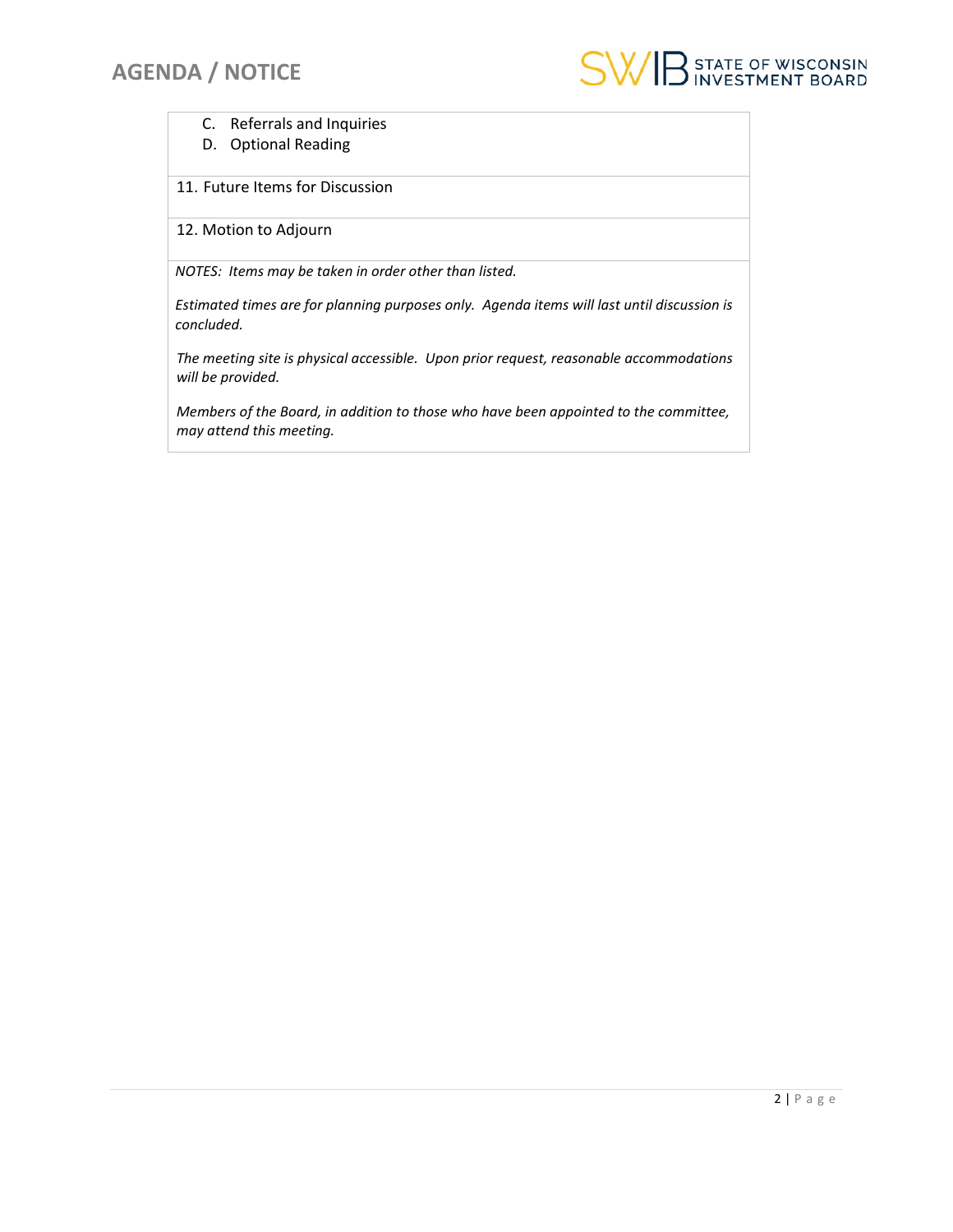C. Referrals and Inquiries
D. Optional Reading

11. Future Items for Discussion

12. Motion to Adjourn

*NOTES: Items may be taken in order other than listed.*

*Estimated times are for planning purposes only. Agenda items will last until discussion is concluded.*

*The meeting site is physical accessible. Upon prior request, reasonable accommodations will be provided.*

*Members of the Board, in addition to those who have been appointed to the committee, may attend this meeting.*